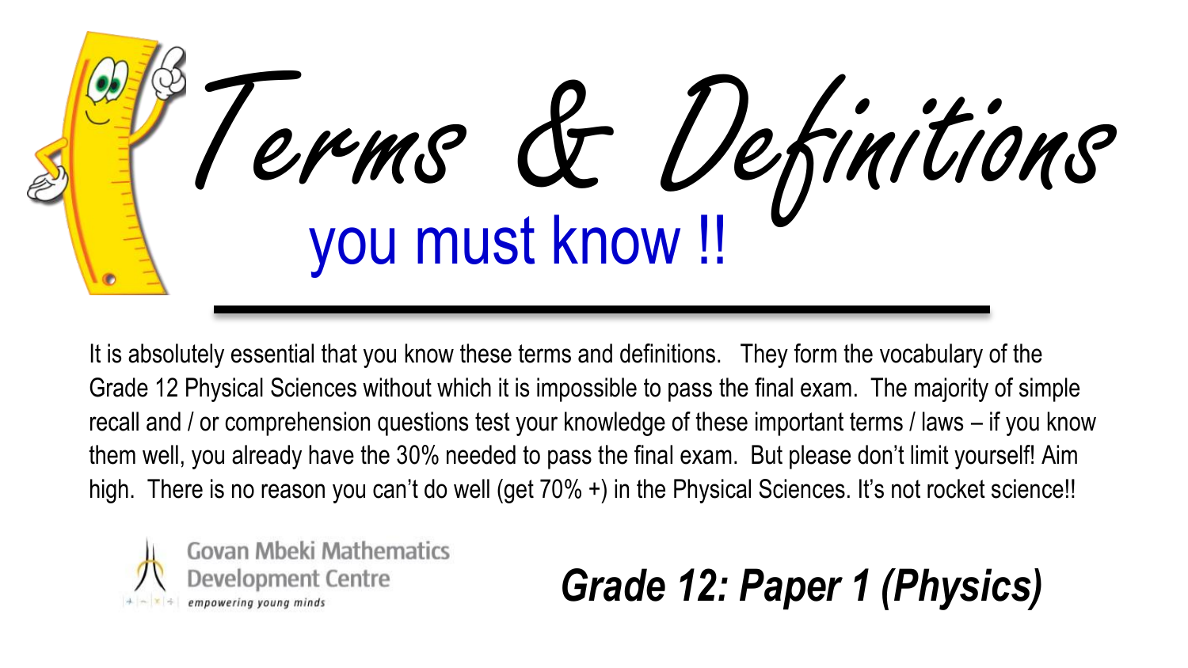# Terms & Definitions

## you must know !!

It is absolutely essential that you know these terms and definitions. They form the vocabulary of the Grade 12 Physical Sciences without which it is impossible to pass the final exam. The majority of simple recall and / or comprehension questions test your knowledge of these important terms / laws – if you know them well, you already have the 30% needed to pass the final exam. But please don't limit yourself! Aim high. There is no reason you can't do well (get 70% +) in the Physical Sciences. It's not rocket science!!

Govan Mbeki Mathematics Development Centre

*empowering young minds*

***Grade 12: Paper 1 (Physics)***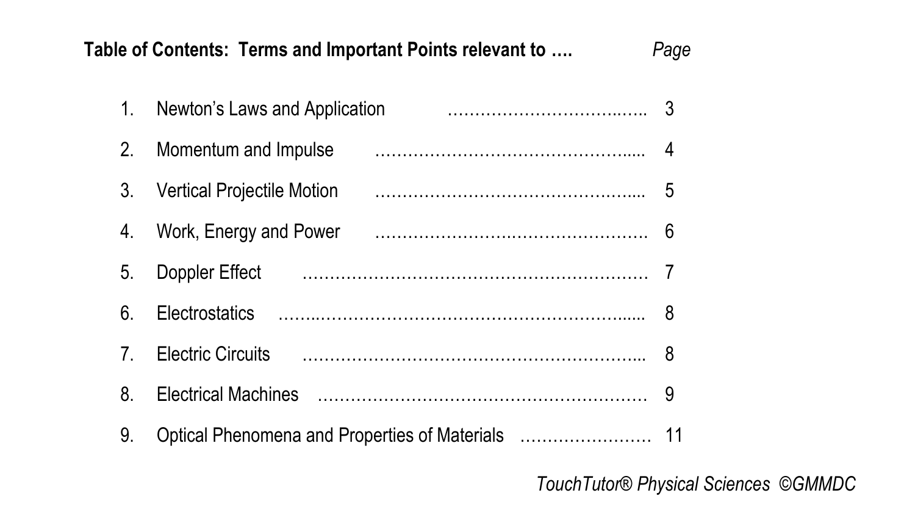## Table of Contents: Terms and Important Points relevant to ….

| | | *Page* |
|---|---|---|
| 1. | Newton's Laws and Application | 3 |
| 2. | Momentum and Impulse | 4 |
| 3. | Vertical Projectile Motion | 5 |
| 4. | Work, Energy and Power | 6 |
| 5. | Doppler Effect | 7 |
| 6. | Electrostatics | 8 |
| 7. | Electric Circuits | 8 |
| 8. | Electrical Machines | 9 |
| 9. | Optical Phenomena and Properties of Materials | 11 |

*TouchTutor® Physical Sciences ©GMMDC*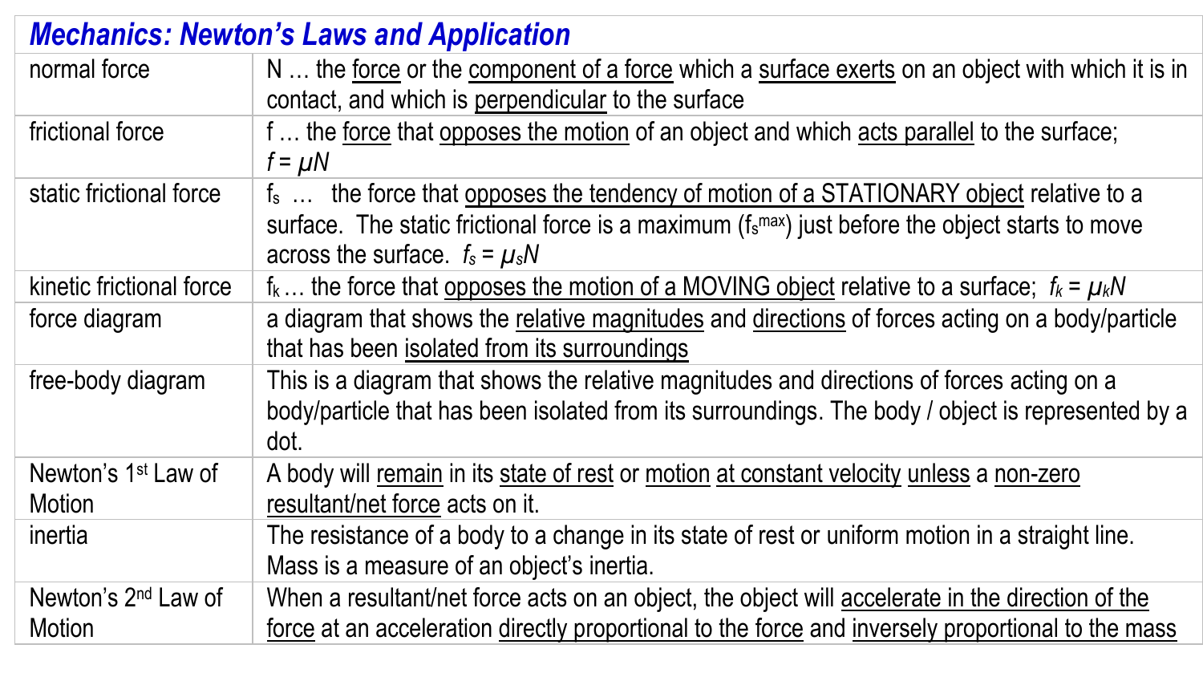| *Mechanics: Newton's Laws and Application* | |
|---|---|
| normal force | N … the force or the component of a force which a surface exerts on an object with which it is in contact, and which is perpendicular to the surface |
| frictional force | f … the force that opposes the motion of an object and which acts parallel to the surface; $f = \mu N$ |
| static frictional force | $f_s$ … the force that opposes the tendency of motion of a STATIONARY object relative to a surface. The static frictional force is a maximum ($f_s^{max}$) just before the object starts to move across the surface. $f_s = \mu_s N$ |
| kinetic frictional force | $f_k$ … the force that opposes the motion of a MOVING object relative to a surface; $f_k = \mu_k N$ |
| force diagram | a diagram that shows the relative magnitudes and directions of forces acting on a body/particle that has been isolated from its surroundings |
| free-body diagram | This is a diagram that shows the relative magnitudes and directions of forces acting on a body/particle that has been isolated from its surroundings. The body / object is represented by a dot. |
| Newton's 1st Law of Motion | A body will remain in its state of rest or motion at constant velocity unless a non-zero resultant/net force acts on it. |
| inertia | The resistance of a body to a change in its state of rest or uniform motion in a straight line. Mass is a measure of an object's inertia. |
| Newton's 2nd Law of Motion | When a resultant/net force acts on an object, the object will accelerate in the direction of the force at an acceleration directly proportional to the force and inversely proportional to the mass |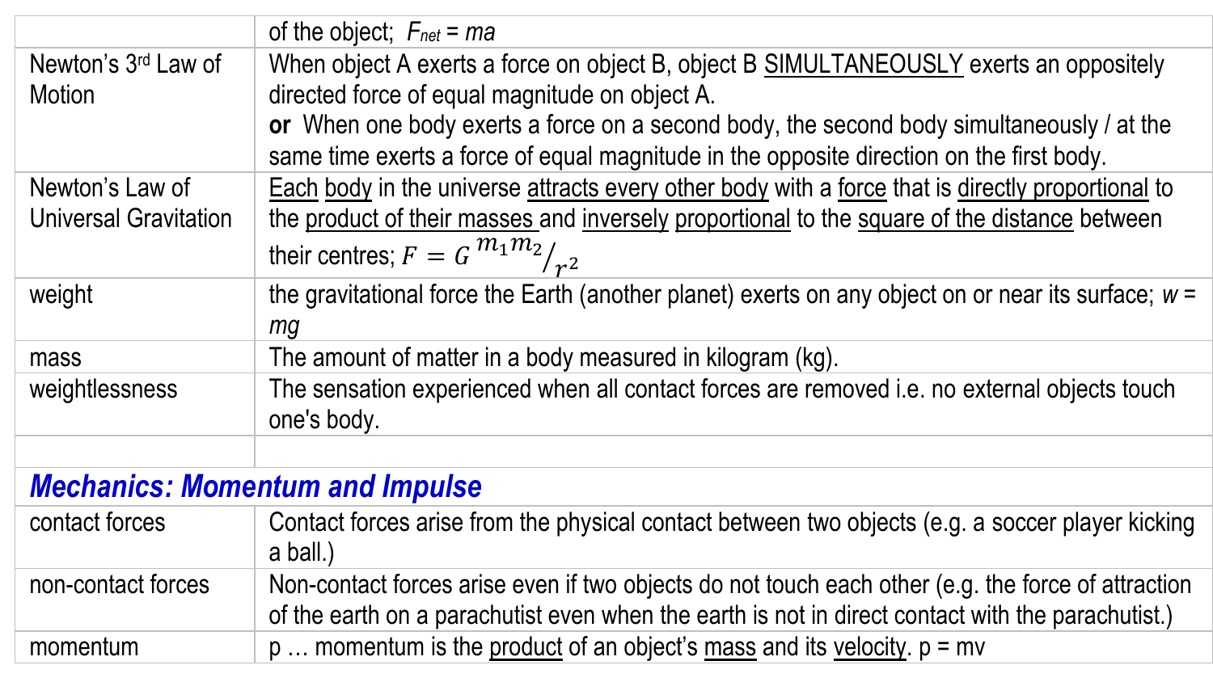| | |
|---|---|
| | of the object; $F_{net} = ma$ |
| Newton's 3rd Law of Motion | When object A exerts a force on object B, object B SIMULTANEOUSLY exerts an oppositely directed force of equal magnitude on object A. **or** When one body exerts a force on a second body, the second body simultaneously / at the same time exerts a force of equal magnitude in the opposite direction on the first body. |
| Newton's Law of Universal Gravitation | Each body in the universe attracts every other body with a force that is directly proportional to the product of their masses and inversely proportional to the square of the distance between their centres; $F = G\,{m_1 m_2}/{r^2}$ |
| weight | the gravitational force the Earth (another planet) exerts on any object on or near its surface; $w = mg$ |
| mass | The amount of matter in a body measured in kilogram (kg). |
| weightlessness | The sensation experienced when all contact forces are removed i.e. no external objects touch one's body. |
| | |

## *Mechanics: Momentum and Impulse*

| | |
|---|---|
| contact forces | Contact forces arise from the physical contact between two objects (e.g. a soccer player kicking a ball.) |
| non-contact forces | Non-contact forces arise even if two objects do not touch each other (e.g. the force of attraction of the earth on a parachutist even when the earth is not in direct contact with the parachutist.) |
| momentum | p … momentum is the product of an object's mass and its velocity. $p = mv$ |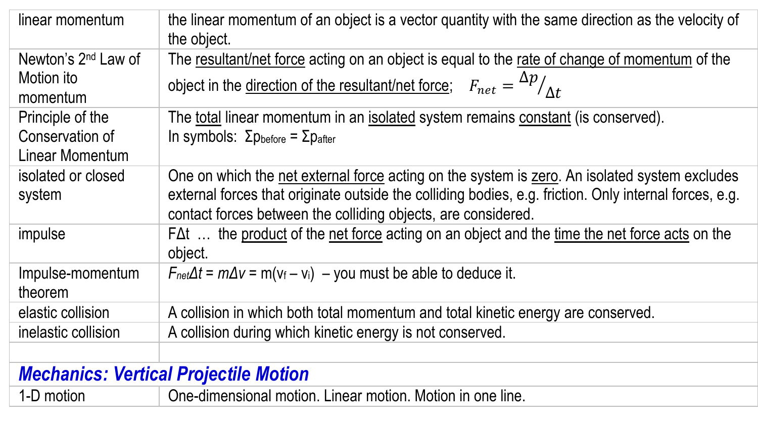| | |
|---|---|
| linear momentum | the linear momentum of an object is a vector quantity with the same direction as the velocity of the object. |
| Newton's 2nd Law of Motion ito momentum | The resultant/net force acting on an object is equal to the rate of change of momentum of the object in the direction of the resultant/net force; $F_{net} = {}^{\Delta p}/_{\Delta t}$ |
| Principle of the Conservation of Linear Momentum | The total linear momentum in an isolated system remains constant (is conserved). In symbols: $\Sigma p_{before} = \Sigma p_{after}$ |
| isolated or closed system | One on which the net external force acting on the system is zero. An isolated system excludes external forces that originate outside the colliding bodies, e.g. friction. Only internal forces, e.g. contact forces between the colliding objects, are considered. |
| impulse | $F\Delta t$ … the product of the net force acting on an object and the time the net force acts on the object. |
| Impulse-momentum theorem | $F_{net}\Delta t = m\Delta v = m(v_f - v_i)$ – you must be able to deduce it. |
| elastic collision | A collision in which both total momentum and total kinetic energy are conserved. |
| inelastic collision | A collision during which kinetic energy is not conserved. |
| | |
| ***Mechanics: Vertical Projectile Motion*** | |
| 1-D motion | One-dimensional motion. Linear motion. Motion in one line. |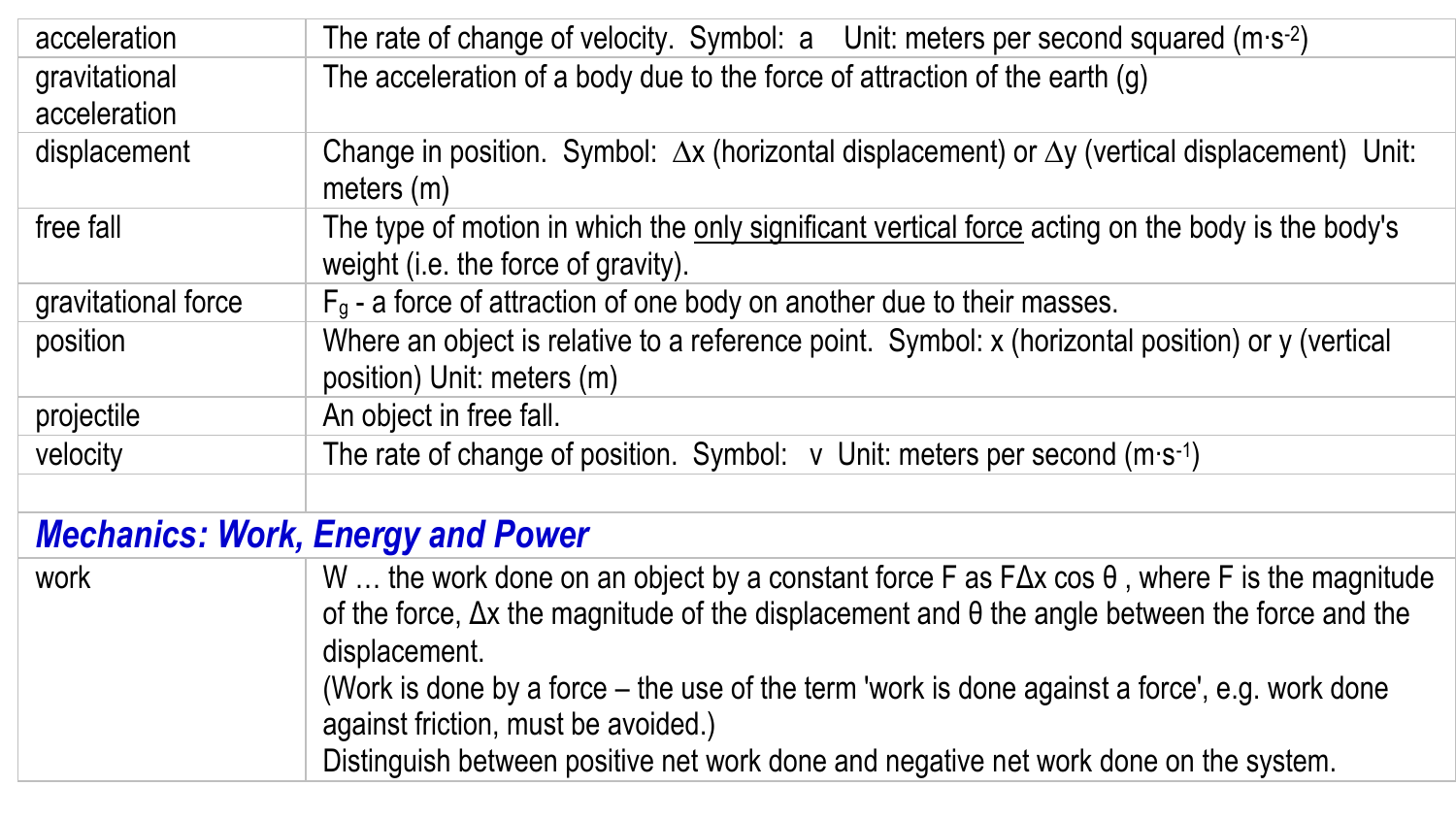| | |
|---|---|
| acceleration | The rate of change of velocity. Symbol: a Unit: meters per second squared ($m \cdot s^{-2}$) |
| gravitational acceleration | The acceleration of a body due to the force of attraction of the earth (g) |
| displacement | Change in position. Symbol: $\Delta x$ (horizontal displacement) or $\Delta y$ (vertical displacement) Unit: meters (m) |
| free fall | The type of motion in which the <u>only significant vertical force</u> acting on the body is the body's weight (i.e. the force of gravity). |
| gravitational force | $F_g$ - a force of attraction of one body on another due to their masses. |
| position | Where an object is relative to a reference point. Symbol: x (horizontal position) or y (vertical position) Unit: meters (m) |
| projectile | An object in free fall. |
| velocity | The rate of change of position. Symbol: v Unit: meters per second ($m \cdot s^{-1}$) |
| | |

## *Mechanics: Work, Energy and Power*

| | |
|---|---|
| work | W … the work done on an object by a constant force F as $F\Delta x \cos \theta$ , where F is the magnitude of the force, $\Delta x$ the magnitude of the displacement and $\theta$ the angle between the force and the displacement.<br>(Work is done by a force – the use of the term 'work is done against a force', e.g. work done against friction, must be avoided.)<br>Distinguish between positive net work done and negative net work done on the system. |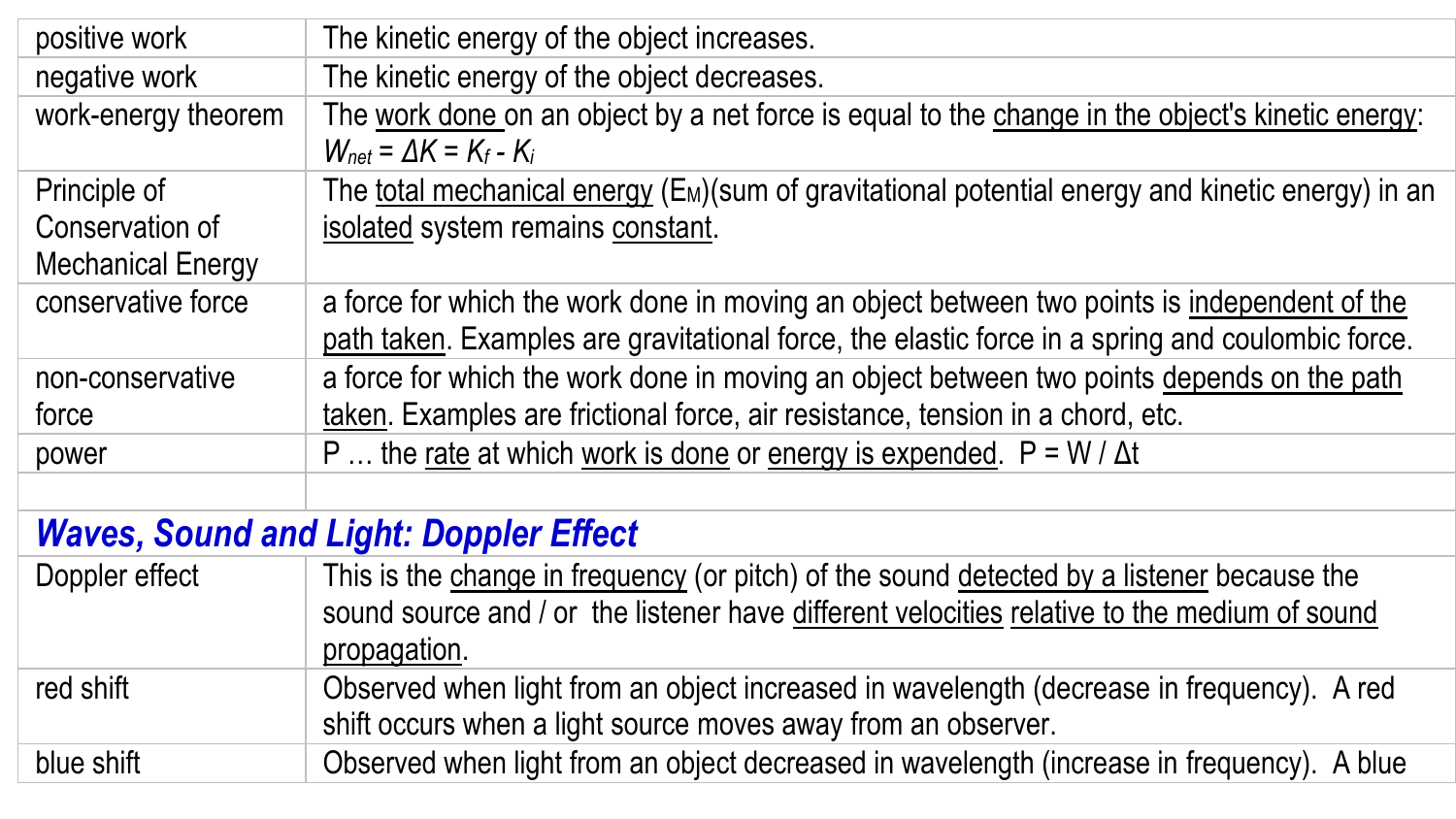| | |
|---|---|
| positive work | The kinetic energy of the object increases. |
| negative work | The kinetic energy of the object decreases. |
| work-energy theorem | The work done on an object by a net force is equal to the change in the object's kinetic energy: $W_{net} = \Delta K = K_f - K_i$ |
| Principle of Conservation of Mechanical Energy | The total mechanical energy ($E_M$)(sum of gravitational potential energy and kinetic energy) in an isolated system remains constant. |
| conservative force | a force for which the work done in moving an object between two points is independent of the path taken. Examples are gravitational force, the elastic force in a spring and coulombic force. |
| non-conservative force | a force for which the work done in moving an object between two points depends on the path taken. Examples are frictional force, air resistance, tension in a chord, etc. |
| power | P … the rate at which work is done or energy is expended. $P = W / \Delta t$ |
| | |
| ***Waves, Sound and Light: Doppler Effect*** | |
| Doppler effect | This is the change in frequency (or pitch) of the sound detected by a listener because the sound source and / or the listener have different velocities relative to the medium of sound propagation. |
| red shift | Observed when light from an object increased in wavelength (decrease in frequency). A red shift occurs when a light source moves away from an observer. |
| blue shift | Observed when light from an object decreased in wavelength (increase in frequency). A blue |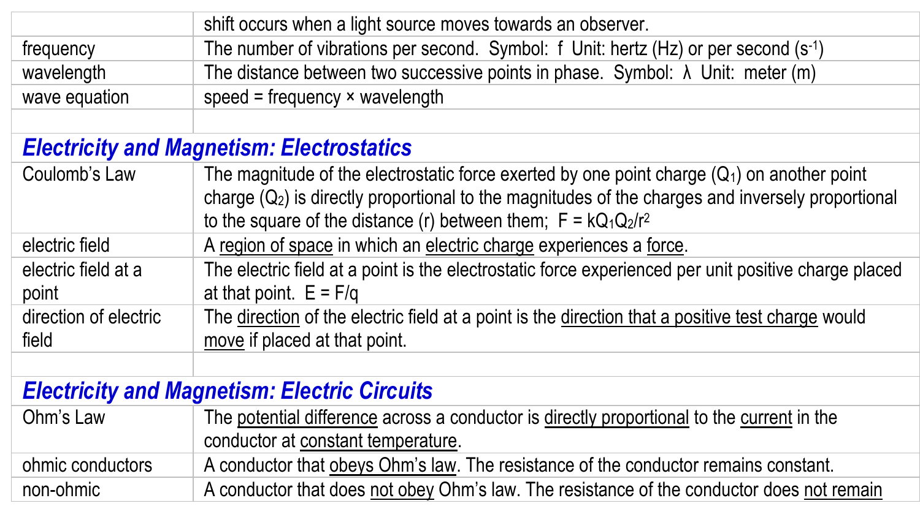| | |
|---|---|
| | shift occurs when a light source moves towards an observer. |
| frequency | The number of vibrations per second. Symbol: $f$ Unit: hertz (Hz) or per second ($s^{-1}$) |
| wavelength | The distance between two successive points in phase. Symbol: $\lambda$ Unit: meter (m) |
| wave equation | speed = frequency × wavelength |
| | |
| ***Electricity and Magnetism: Electrostatics*** | |
| Coulomb's Law | The magnitude of the electrostatic force exerted by one point charge ($Q_1$) on another point charge ($Q_2$) is directly proportional to the magnitudes of the charges and inversely proportional to the square of the distance (r) between them; $F = kQ_1Q_2/r^2$ |
| electric field | A region of space in which an electric charge experiences a force. |
| electric field at a point | The electric field at a point is the electrostatic force experienced per unit positive charge placed at that point. $E = F/q$ |
| direction of electric field | The direction of the electric field at a point is the direction that a positive test charge would move if placed at that point. |
| | |
| ***Electricity and Magnetism: Electric Circuits*** | |
| Ohm's Law | The potential difference across a conductor is directly proportional to the current in the conductor at constant temperature. |
| ohmic conductors | A conductor that obeys Ohm's law. The resistance of the conductor remains constant. |
| non-ohmic | A conductor that does not obey Ohm's law. The resistance of the conductor does not remain |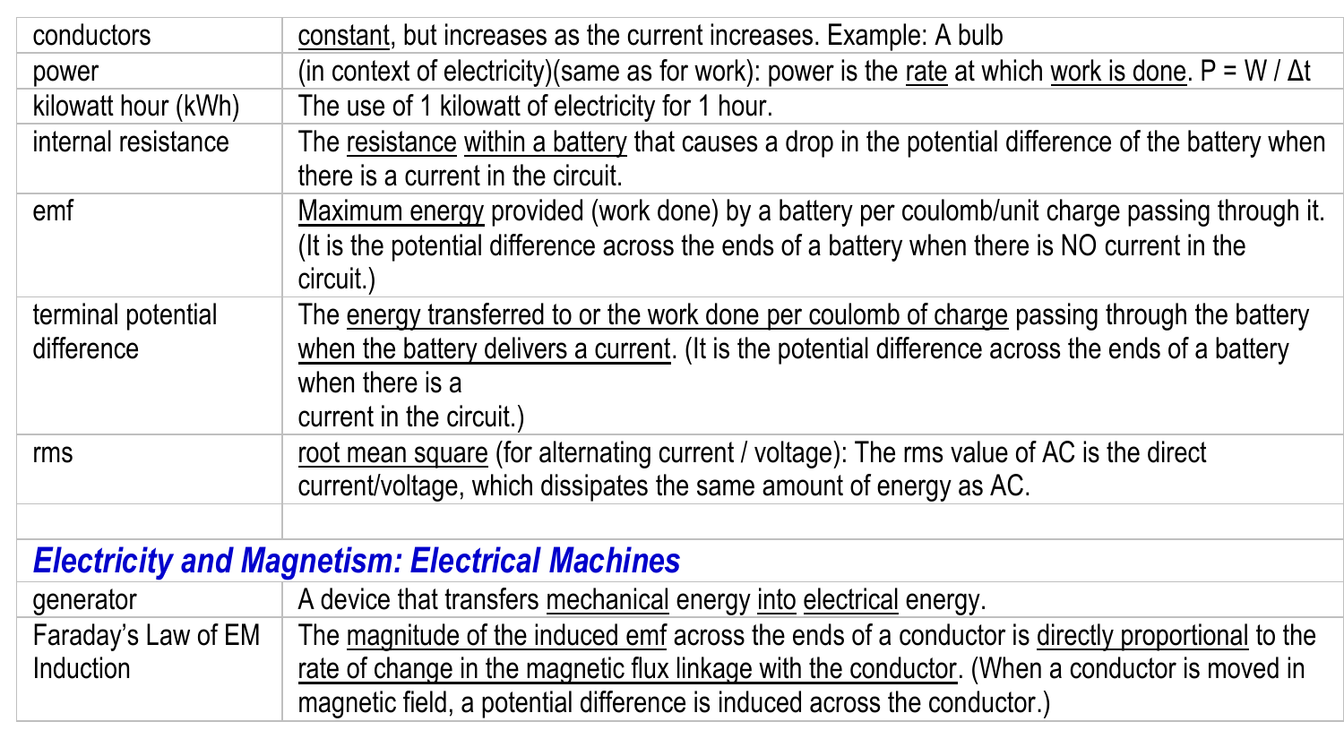| | |
|---|---|
| conductors | constant, but increases as the current increases. Example: A bulb |
| power | (in context of electricity)(same as for work): power is the rate at which work is done. $P = W / \Delta t$ |
| kilowatt hour (kWh) | The use of 1 kilowatt of electricity for 1 hour. |
| internal resistance | The resistance within a battery that causes a drop in the potential difference of the battery when there is a current in the circuit. |
| emf | Maximum energy provided (work done) by a battery per coulomb/unit charge passing through it. (It is the potential difference across the ends of a battery when there is NO current in the circuit.) |
| terminal potential difference | The energy transferred to or the work done per coulomb of charge passing through the battery when the battery delivers a current. (It is the potential difference across the ends of a battery when there is a current in the circuit.) |
| rms | root mean square (for alternating current / voltage): The rms value of AC is the direct current/voltage, which dissipates the same amount of energy as AC. |
| | |
| ***Electricity and Magnetism: Electrical Machines*** | |
| generator | A device that transfers mechanical energy into electrical energy. |
| Faraday's Law of EM Induction | The magnitude of the induced emf across the ends of a conductor is directly proportional to the rate of change in the magnetic flux linkage with the conductor. (When a conductor is moved in magnetic field, a potential difference is induced across the conductor.) |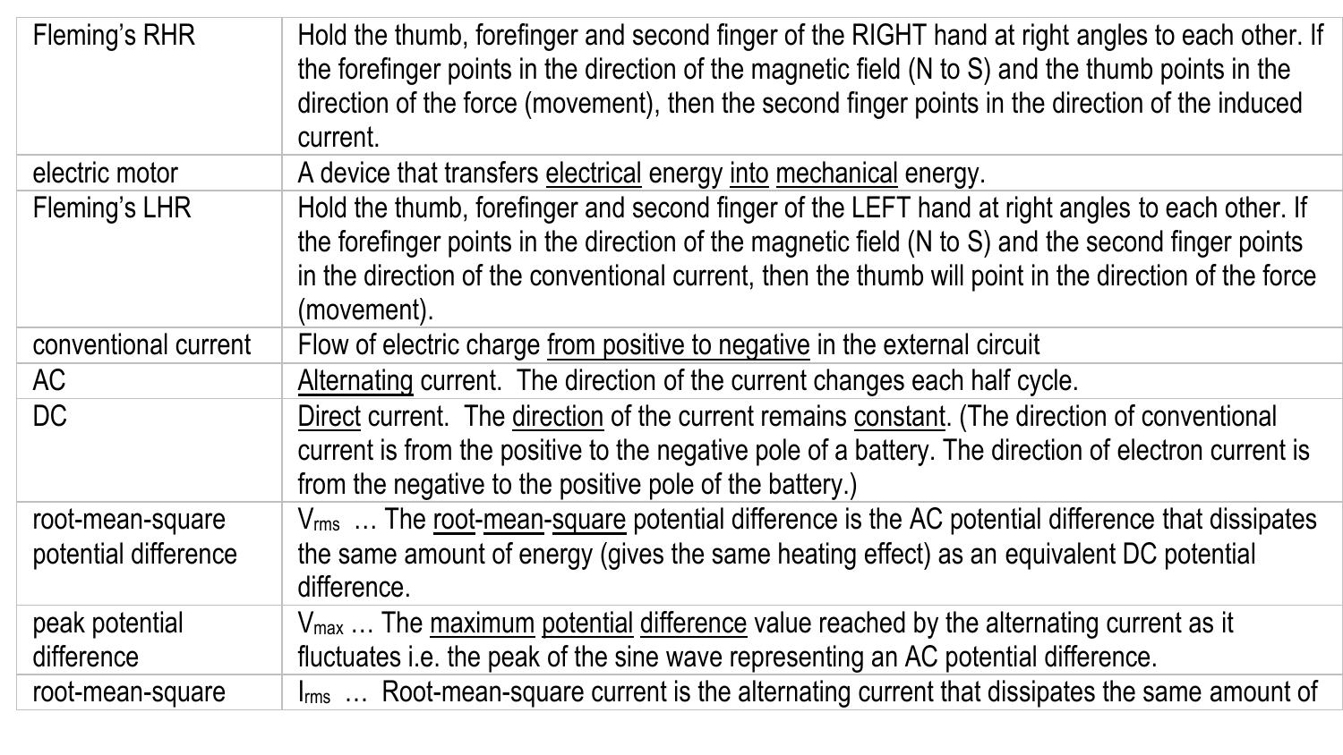| | |
|---|---|
| Fleming's RHR | Hold the thumb, forefinger and second finger of the RIGHT hand at right angles to each other. If the forefinger points in the direction of the magnetic field (N to S) and the thumb points in the direction of the force (movement), then the second finger points in the direction of the induced current. |
| electric motor | A device that transfers electrical energy into mechanical energy. |
| Fleming's LHR | Hold the thumb, forefinger and second finger of the LEFT hand at right angles to each other. If the forefinger points in the direction of the magnetic field (N to S) and the second finger points in the direction of the conventional current, then the thumb will point in the direction of the force (movement). |
| conventional current | Flow of electric charge from positive to negative in the external circuit |
| AC | Alternating current. The direction of the current changes each half cycle. |
| DC | Direct current. The direction of the current remains constant. (The direction of conventional current is from the positive to the negative pole of a battery. The direction of electron current is from the negative to the positive pole of the battery.) |
| root-mean-square potential difference | $V_{rms}$ … The root-mean-square potential difference is the AC potential difference that dissipates the same amount of energy (gives the same heating effect) as an equivalent DC potential difference. |
| peak potential difference | $V_{max}$ … The maximum potential difference value reached by the alternating current as it fluctuates i.e. the peak of the sine wave representing an AC potential difference. |
| root-mean-square | $I_{rms}$ … Root-mean-square current is the alternating current that dissipates the same amount of |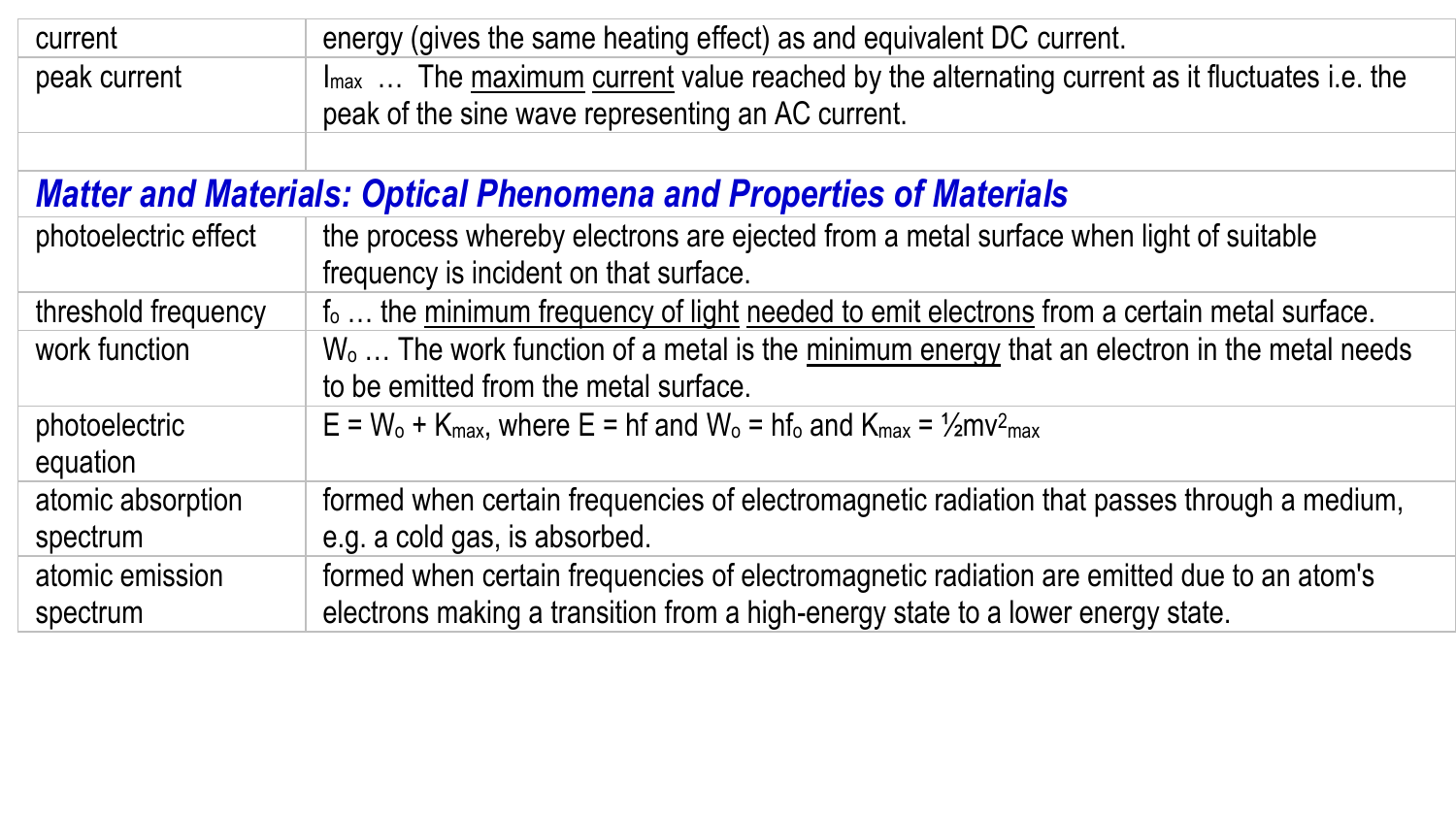| | |
|---|---|
| current | energy (gives the same heating effect) as and equivalent DC current. |
| peak current | $I_{max}$ … The maximum current value reached by the alternating current as it fluctuates i.e. the peak of the sine wave representing an AC current. |
| | |

## *Matter and Materials: Optical Phenomena and Properties of Materials*

| | |
|---|---|
| photoelectric effect | the process whereby electrons are ejected from a metal surface when light of suitable frequency is incident on that surface. |
| threshold frequency | $f_o$ … the minimum frequency of light needed to emit electrons from a certain metal surface. |
| work function | $W_o$ … The work function of a metal is the minimum energy that an electron in the metal needs to be emitted from the metal surface. |
| photoelectric equation | $E = W_o + K_{max}$, where $E = hf$ and $W_o = hf_o$ and $K_{max} = \frac{1}{2}mv^2_{max}$ |
| atomic absorption spectrum | formed when certain frequencies of electromagnetic radiation that passes through a medium, e.g. a cold gas, is absorbed. |
| atomic emission spectrum | formed when certain frequencies of electromagnetic radiation are emitted due to an atom's electrons making a transition from a high-energy state to a lower energy state. |